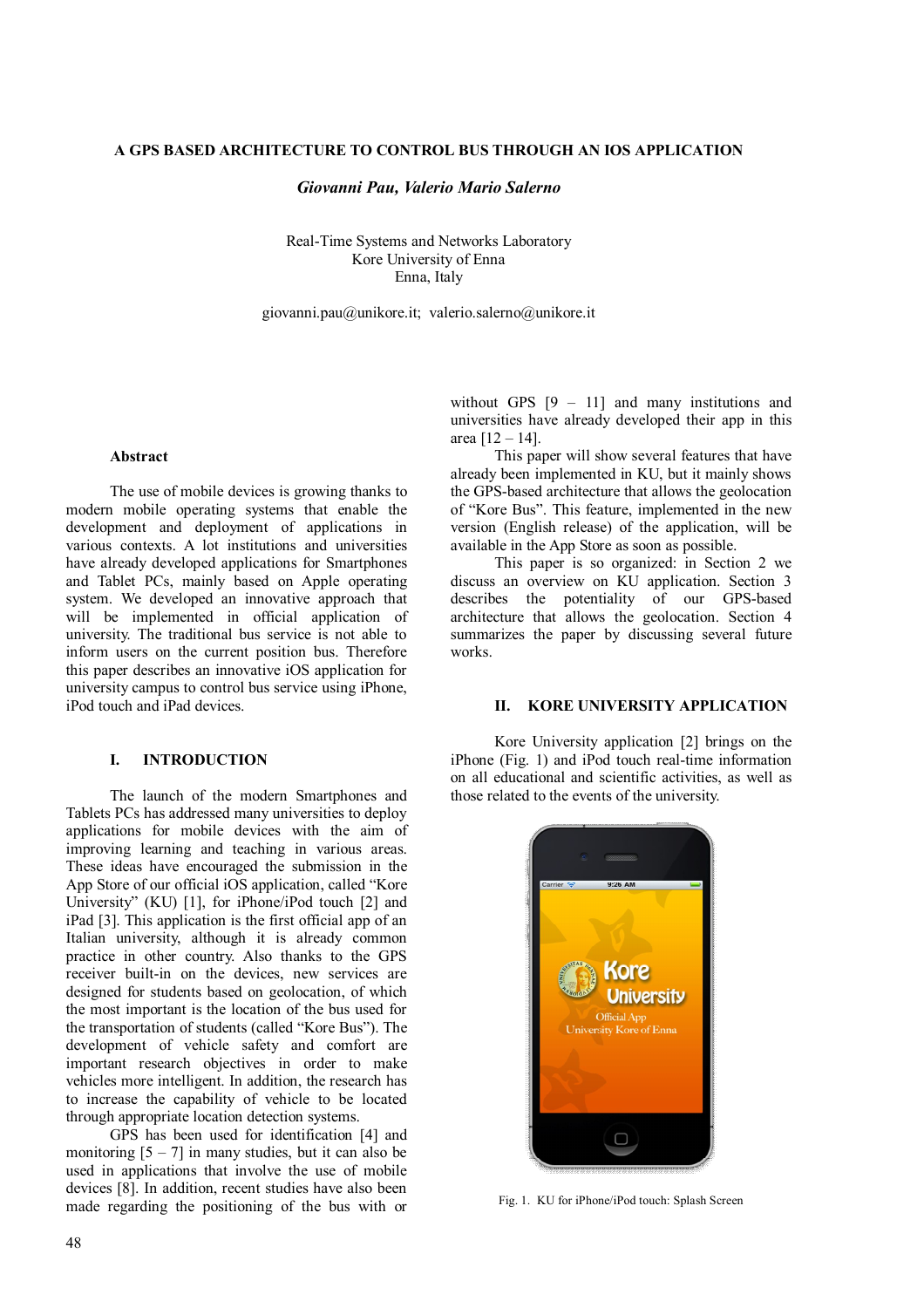# A GPS BASED ARCHITECTURE TO CONTROL BUS THROUGH AN IOS APPLICATION

***Giovanni Pau, Valerio Mario Salerno***

Real-Time Systems and Networks Laboratory
Kore University of Enna
Enna, Italy

giovanni.pau@unikore.it; valerio.salerno@unikore.it

### Abstract

The use of mobile devices is growing thanks to modern mobile operating systems that enable the development and deployment of applications in various contexts. A lot institutions and universities have already developed applications for Smartphones and Tablet PCs, mainly based on Apple operating system. We developed an innovative approach that will be implemented in official application of university. The traditional bus service is not able to inform users on the current position bus. Therefore this paper describes an innovative iOS application for university campus to control bus service using iPhone, iPod touch and iPad devices.

## I. INTRODUCTION

The launch of the modern Smartphones and Tablets PCs has addressed many universities to deploy applications for mobile devices with the aim of improving learning and teaching in various areas. These ideas have encouraged the submission in the App Store of our official iOS application, called "Kore University" (KU) [1], for iPhone/iPod touch [2] and iPad [3]. This application is the first official app of an Italian university, although it is already common practice in other country. Also thanks to the GPS receiver built-in on the devices, new services are designed for students based on geolocation, of which the most important is the location of the bus used for the transportation of students (called "Kore Bus"). The development of vehicle safety and comfort are important research objectives in order to make vehicles more intelligent. In addition, the research has to increase the capability of vehicle to be located through appropriate location detection systems.

GPS has been used for identification [4] and monitoring [5 – 7] in many studies, but it can also be used in applications that involve the use of mobile devices [8]. In addition, recent studies have also been made regarding the positioning of the bus with or without GPS [9 – 11] and many institutions and universities have already developed their app in this area [12 – 14].

This paper will show several features that have already been implemented in KU, but it mainly shows the GPS-based architecture that allows the geolocation of "Kore Bus". This feature, implemented in the new version (English release) of the application, will be available in the App Store as soon as possible.

This paper is so organized: in Section 2 we discuss an overview on KU application. Section 3 describes the potentiality of our GPS-based architecture that allows the geolocation. Section 4 summarizes the paper by discussing several future works.

## II. KORE UNIVERSITY APPLICATION

Kore University application [2] brings on the iPhone (Fig. 1) and iPod touch real-time information on all educational and scientific activities, as well as those related to the events of the university.

Fig. 1. KU for iPhone/iPod touch: Splash Screen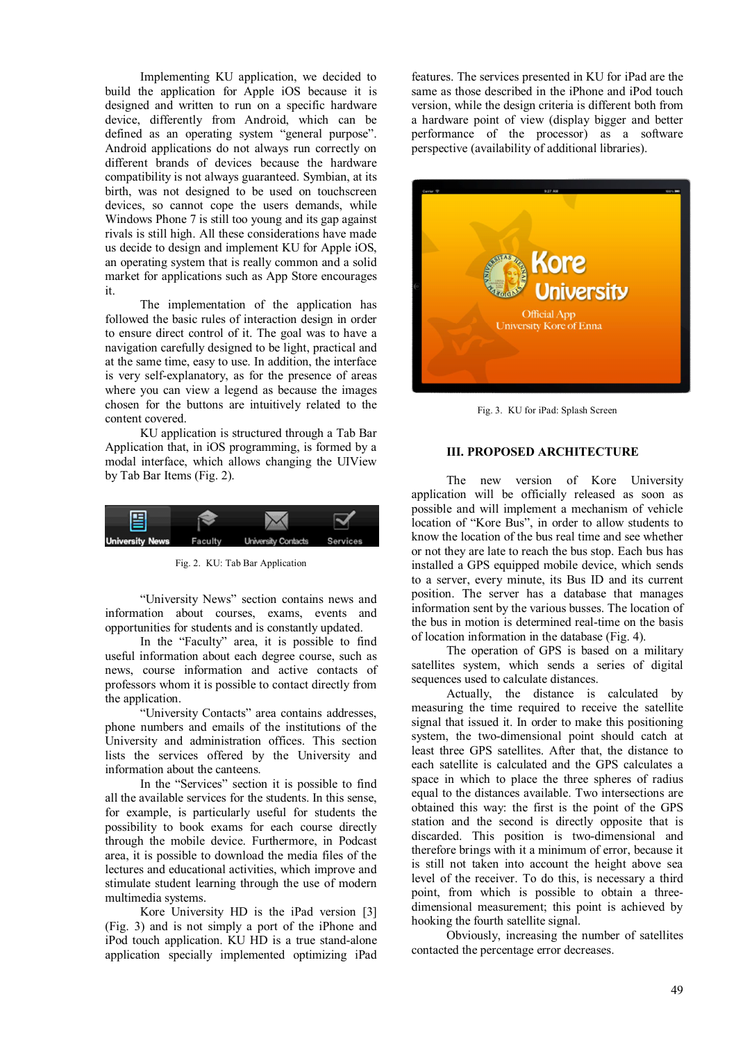Implementing KU application, we decided to build the application for Apple iOS because it is designed and written to run on a specific hardware device, differently from Android, which can be defined as an operating system "general purpose". Android applications do not always run correctly on different brands of devices because the hardware compatibility is not always guaranteed. Symbian, at its birth, was not designed to be used on touchscreen devices, so cannot cope the users demands, while Windows Phone 7 is still too young and its gap against rivals is still high. All these considerations have made us decide to design and implement KU for Apple iOS, an operating system that is really common and a solid market for applications such as App Store encourages it.

The implementation of the application has followed the basic rules of interaction design in order to ensure direct control of it. The goal was to have a navigation carefully designed to be light, practical and at the same time, easy to use. In addition, the interface is very self-explanatory, as for the presence of areas where you can view a legend as because the images chosen for the buttons are intuitively related to the content covered.

KU application is structured through a Tab Bar Application that, in iOS programming, is formed by a modal interface, which allows changing the UIView by Tab Bar Items (Fig. 2).

Fig. 2. KU: Tab Bar Application

"University News" section contains news and information about courses, exams, events and opportunities for students and is constantly updated.

In the "Faculty" area, it is possible to find useful information about each degree course, such as news, course information and active contacts of professors whom it is possible to contact directly from the application.

"University Contacts" area contains addresses, phone numbers and emails of the institutions of the University and administration offices. This section lists the services offered by the University and information about the canteens.

In the "Services" section it is possible to find all the available services for the students. In this sense, for example, is particularly useful for students the possibility to book exams for each course directly through the mobile device. Furthermore, in Podcast area, it is possible to download the media files of the lectures and educational activities, which improve and stimulate student learning through the use of modern multimedia systems.

Kore University HD is the iPad version [3] (Fig. 3) and is not simply a port of the iPhone and iPod touch application. KU HD is a true stand-alone application specially implemented optimizing iPad features. The services presented in KU for iPad are the same as those described in the iPhone and iPod touch version, while the design criteria is different both from a hardware point of view (display bigger and better performance of the processor) as a software perspective (availability of additional libraries).

Fig. 3. KU for iPad: Splash Screen

## III. PROPOSED ARCHITECTURE

The new version of Kore University application will be officially released as soon as possible and will implement a mechanism of vehicle location of "Kore Bus", in order to allow students to know the location of the bus real time and see whether or not they are late to reach the bus stop. Each bus has installed a GPS equipped mobile device, which sends to a server, every minute, its Bus ID and its current position. The server has a database that manages information sent by the various busses. The location of the bus in motion is determined real-time on the basis of location information in the database (Fig. 4).

The operation of GPS is based on a military satellites system, which sends a series of digital sequences used to calculate distances.

Actually, the distance is calculated by measuring the time required to receive the satellite signal that issued it. In order to make this positioning system, the two-dimensional point should catch at least three GPS satellites. After that, the distance to each satellite is calculated and the GPS calculates a space in which to place the three spheres of radius equal to the distances available. Two intersections are obtained this way: the first is the point of the GPS station and the second is directly opposite that is discarded. This position is two-dimensional and therefore brings with it a minimum of error, because it is still not taken into account the height above sea level of the receiver. To do this, is necessary a third point, from which is possible to obtain a three-dimensional measurement; this point is achieved by hooking the fourth satellite signal.

Obviously, increasing the number of satellites contacted the percentage error decreases.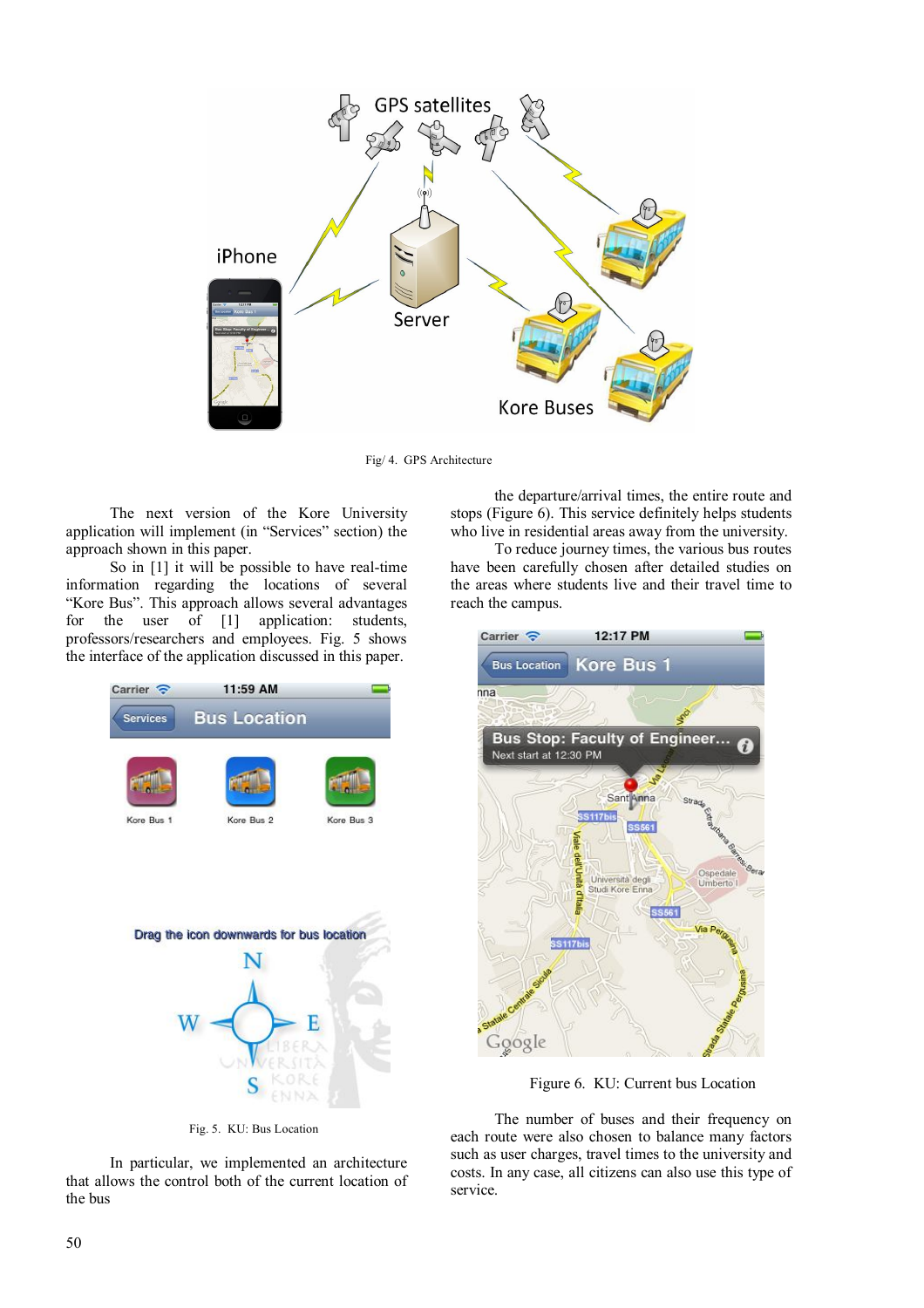Fig/ 4. GPS Architecture

The next version of the Kore University application will implement (in "Services" section) the approach shown in this paper.

So in [1] it will be possible to have real-time information regarding the locations of several "Kore Bus". This approach allows several advantages for the user of [1] application: students, professors/researchers and employees. Fig. 5 shows the interface of the application discussed in this paper.

Fig. 5. KU: Bus Location

In particular, we implemented an architecture that allows the control both of the current location of the bus the departure/arrival times, the entire route and stops (Figure 6). This service definitely helps students who live in residential areas away from the university.

To reduce journey times, the various bus routes have been carefully chosen after detailed studies on the areas where students live and their travel time to reach the campus.

Figure 6. KU: Current bus Location

The number of buses and their frequency on each route were also chosen to balance many factors such as user charges, travel times to the university and costs. In any case, all citizens can also use this type of service.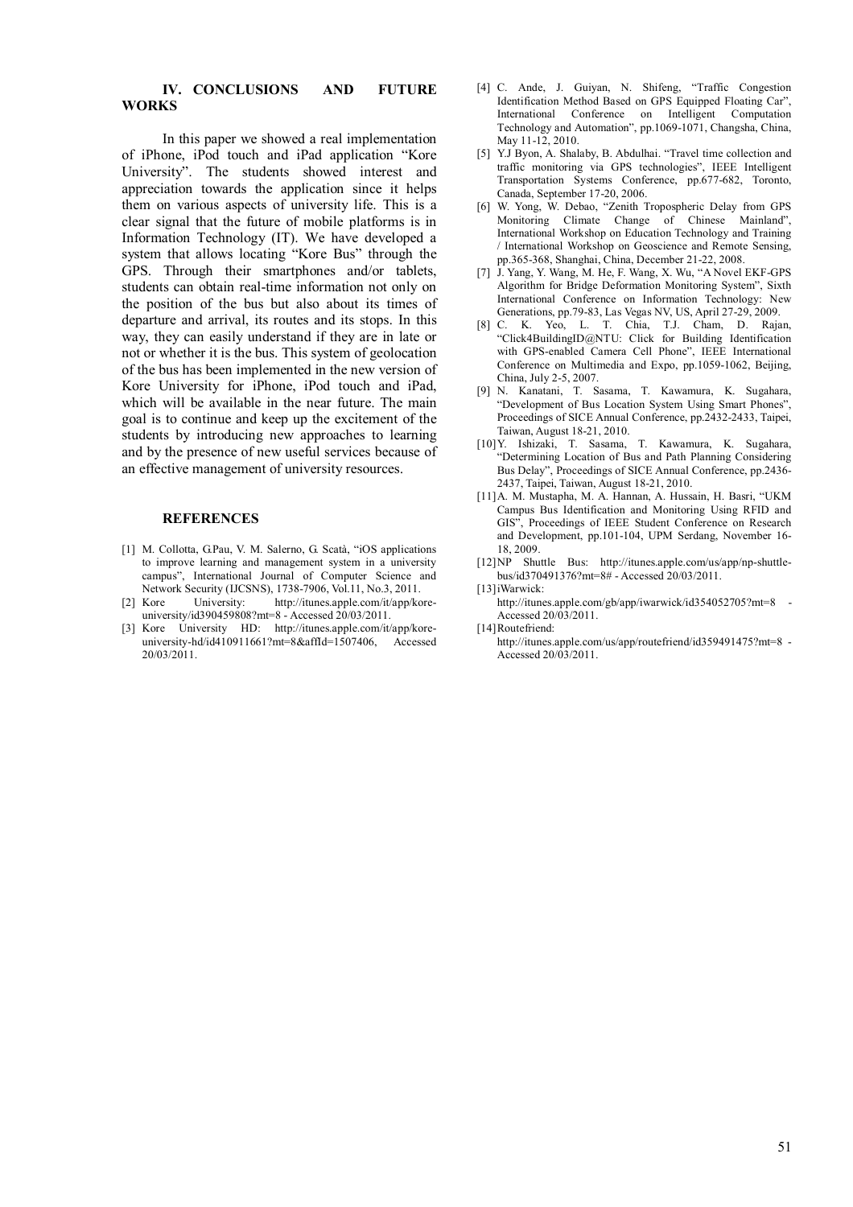## IV. CONCLUSIONS AND FUTURE WORKS

In this paper we showed a real implementation of iPhone, iPod touch and iPad application "Kore University". The students showed interest and appreciation towards the application since it helps them on various aspects of university life. This is a clear signal that the future of mobile platforms is in Information Technology (IT). We have developed a system that allows locating "Kore Bus" through the GPS. Through their smartphones and/or tablets, students can obtain real-time information not only on the position of the bus but also about its times of departure and arrival, its routes and its stops. In this way, they can easily understand if they are in late or not or whether it is the bus. This system of geolocation of the bus has been implemented in the new version of Kore University for iPhone, iPod touch and iPad, which will be available in the near future. The main goal is to continue and keep up the excitement of the students by introducing new approaches to learning and by the presence of new useful services because of an effective management of university resources.

## REFERENCES

[1] M. Collotta, G.Pau, V. M. Salerno, G. Scatà, "iOS applications to improve learning and management system in a university campus", International Journal of Computer Science and Network Security (IJCSNS), 1738-7906, Vol.11, No.3, 2011.

[2] Kore University: http://itunes.apple.com/it/app/kore-university/id390459808?mt=8 - Accessed 20/03/2011.

[3] Kore University HD: http://itunes.apple.com/it/app/kore-university-hd/id410911661?mt=8&affId=1507406, Accessed 20/03/2011.

[4] C. Ande, J. Guiyan, N. Shifeng, "Traffic Congestion Identification Method Based on GPS Equipped Floating Car", International Conference on Intelligent Computation Technology and Automation", pp.1069-1071, Changsha, China, May 11-12, 2010.

[5] Y.J Byon, A. Shalaby, B. Abdulhai. "Travel time collection and traffic monitoring via GPS technologies", IEEE Intelligent Transportation Systems Conference, pp.677-682, Toronto, Canada, September 17-20, 2006.

[6] W. Yong, W. Debao, "Zenith Tropospheric Delay from GPS Monitoring Climate Change of Chinese Mainland", International Workshop on Education Technology and Training / International Workshop on Geoscience and Remote Sensing, pp.365-368, Shanghai, China, December 21-22, 2008.

[7] J. Yang, Y. Wang, M. He, F. Wang, X. Wu, "A Novel EKF-GPS Algorithm for Bridge Deformation Monitoring System", Sixth International Conference on Information Technology: New Generations, pp.79-83, Las Vegas NV, US, April 27-29, 2009.

[8] C. K. Yeo, L. T. Chia, T.J. Cham, D. Rajan, "Click4BuildingID@NTU: Click for Building Identification with GPS-enabled Camera Cell Phone", IEEE International Conference on Multimedia and Expo, pp.1059-1062, Beijing, China, July 2-5, 2007.

[9] N. Kanatani, T. Sasama, T. Kawamura, K. Sugahara, "Development of Bus Location System Using Smart Phones", Proceedings of SICE Annual Conference, pp.2432-2433, Taipei, Taiwan, August 18-21, 2010.

[10] Y. Ishizaki, T. Sasama, T. Kawamura, K. Sugahara, "Determining Location of Bus and Path Planning Considering Bus Delay", Proceedings of SICE Annual Conference, pp.2436-2437, Taipei, Taiwan, August 18-21, 2010.

[11] A. M. Mustapha, M. A. Hannan, A. Hussain, H. Basri, "UKM Campus Bus Identification and Monitoring Using RFID and GIS", Proceedings of IEEE Student Conference on Research and Development, pp.101-104, UPM Serdang, November 16-18, 2009.

[12] NP Shuttle Bus: http://itunes.apple.com/us/app/np-shuttle-bus/id370491376?mt=8# - Accessed 20/03/2011.

[13] iWarwick: http://itunes.apple.com/gb/app/iwarwick/id354052705?mt=8 - Accessed 20/03/2011.

[14] Routefriend: http://itunes.apple.com/us/app/routefriend/id359491475?mt=8 - Accessed 20/03/2011.